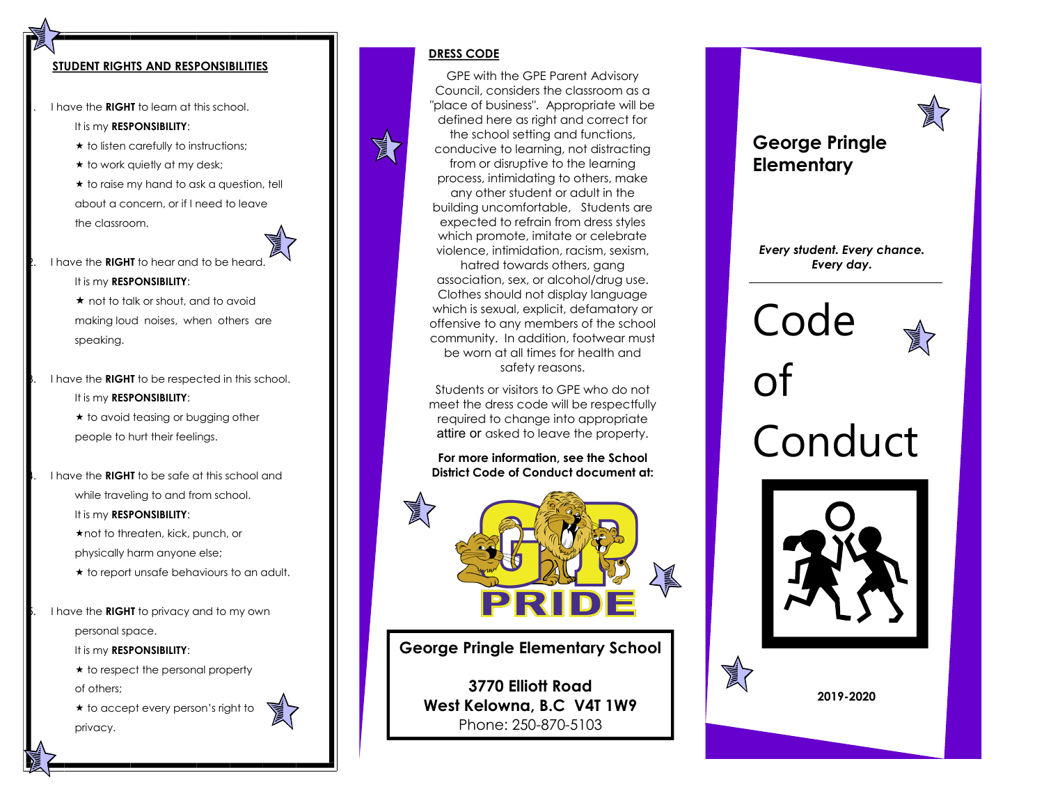## STUDENT RIGHTS AND RESPONSIBILITIES

1. I have the **RIGHT** to learn at this school.

   It is my **RESPONSIBILITY**:

   ★ to listen carefully to instructions;

   ★ to work quietly at my desk;

   ★ to raise my hand to ask a question, tell about a concern, or if I need to leave the classroom.

2. I have the **RIGHT** to hear and to be heard.

   It is my **RESPONSIBILITY**:

   ★ not to talk or shout, and to avoid making loud noises, when others are speaking.

3. I have the **RIGHT** to be respected in this school.

   It is my **RESPONSIBILITY**:

   ★ to avoid teasing or bugging other people to hurt their feelings.

4. I have the **RIGHT** to be safe at this school and while traveling to and from school.

   It is my **RESPONSIBILITY**:

   ★not to threaten, kick, punch, or physically harm anyone else;

   ★ to report unsafe behaviours to an adult.

5. I have the **RIGHT** to privacy and to my own personal space.

   It is my **RESPONSIBILITY**:

   ★ to respect the personal property of others;

   ★ to accept every person's right to privacy.

## DRESS CODE

GPE with the GPE Parent Advisory Council, considers the classroom as a "place of business". Appropriate will be defined here as right and correct for the school setting and functions, conducive to learning, not distracting from or disruptive to the learning process, intimidating to others, make any other student or adult in the building uncomfortable. Students are expected to refrain from dress styles which promote, imitate or celebrate violence, intimidation, racism, sexism, hatred towards others, gang association, sex, or alcohol/drug use. Clothes should not display language which is sexual, explicit, defamatory or offensive to any members of the school community. In addition, footwear must be worn at all times for health and safety reasons.

Students or visitors to GPE who do not meet the dress code will be respectfully required to change into appropriate attire or asked to leave the property.

**For more information, see the School District Code of Conduct document at:**

GP PRIDE

**George Pringle Elementary School**

**3770 Elliott Road**
**West Kelowna, B.C V4T 1W9**
Phone: 250-870-5103

# George Pringle Elementary

***Every student. Every chance. Every day.***

# Code of Conduct

**2019-2020**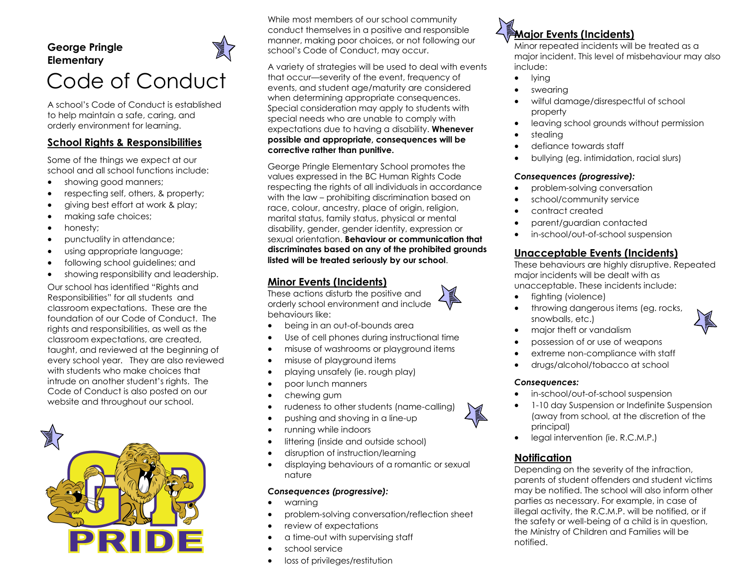**George Pringle Elementary**

# Code of Conduct

A school's Code of Conduct is established to help maintain a safe, caring, and orderly environment for learning.

## School Rights & Responsibilities

Some of the things we expect at our school and all school functions include:

- showing good manners;
- respecting self, others, & property;
- giving best effort at work & play;
- making safe choices;
- honesty;
- punctuality in attendance;
- using appropriate language;
- following school guidelines; and
- showing responsibility and leadership.

Our school has identified "Rights and Responsibilities" for all students and classroom expectations. These are the foundation of our Code of Conduct. The rights and responsibilities, as well as the classroom expectations, are created, taught, and reviewed at the beginning of every school year. They are also reviewed with students who make choices that intrude on another student's rights. The Code of Conduct is also posted on our website and throughout our school.

While most members of our school community conduct themselves in a positive and responsible manner, making poor choices, or not following our school's Code of Conduct, may occur.

A variety of strategies will be used to deal with events that occur—severity of the event, frequency of events, and student age/maturity are considered when determining appropriate consequences. Special consideration may apply to students with special needs who are unable to comply with expectations due to having a disability. **Whenever possible and appropriate, consequences will be corrective rather than punitive.**

George Pringle Elementary School promotes the values expressed in the BC Human Rights Code respecting the rights of all individuals in accordance with the law – prohibiting discrimination based on race, colour, ancestry, place of origin, religion, marital status, family status, physical or mental disability, gender, gender identity, expression or sexual orientation. **Behaviour or communication that discriminates based on any of the prohibited grounds listed will be treated seriously by our school**.

## Minor Events (Incidents)

These actions disturb the positive and orderly school environment and include behaviours like:

- being in an out-of-bounds area
- Use of cell phones during instructional time
- misuse of washrooms or playground items
- misuse of playground items
- playing unsafely (ie. rough play)
- poor lunch manners
- chewing gum
- rudeness to other students (name-calling)
- pushing and shoving in a line-up
- running while indoors
- littering (inside and outside school)
- disruption of instruction/learning
- displaying behaviours of a romantic or sexual nature

***Consequences (progressive):***

- warning
- problem-solving conversation/reflection sheet
- review of expectations
- a time-out with supervising staff
- school service
- loss of privileges/restitution

## Major Events (Incidents)

Minor repeated incidents will be treated as a major incident. This level of misbehaviour may also include:

- lying
- swearing
- wilful damage/disrespectful of school property
- leaving school grounds without permission
- stealing
- defiance towards staff
- bullying (eg. intimidation, racial slurs)

***Consequences (progressive):***

- problem-solving conversation
- school/community service
- contract created
- parent/guardian contacted
- in-school/out-of-school suspension

## Unacceptable Events (Incidents)

These behaviours are highly disruptive. Repeated major incidents will be dealt with as unacceptable. These incidents include:

- fighting (violence)
- throwing dangerous items (eg. rocks, snowballs, etc.)
- major theft or vandalism
- possession of or use of weapons
- extreme non-compliance with staff
- drugs/alcohol/tobacco at school

***Consequences:***

- in-school/out-of-school suspension
- 1-10 day Suspension or Indefinite Suspension (away from school, at the discretion of the principal)
- legal intervention (ie. R.C.M.P.)

## Notification

Depending on the severity of the infraction, parents of student offenders and student victims may be notified. The school will also inform other parties as necessary. For example, in case of illegal activity, the R.C.M.P. will be notified, or if the safety or well-being of a child is in question, the Ministry of Children and Families will be notified.